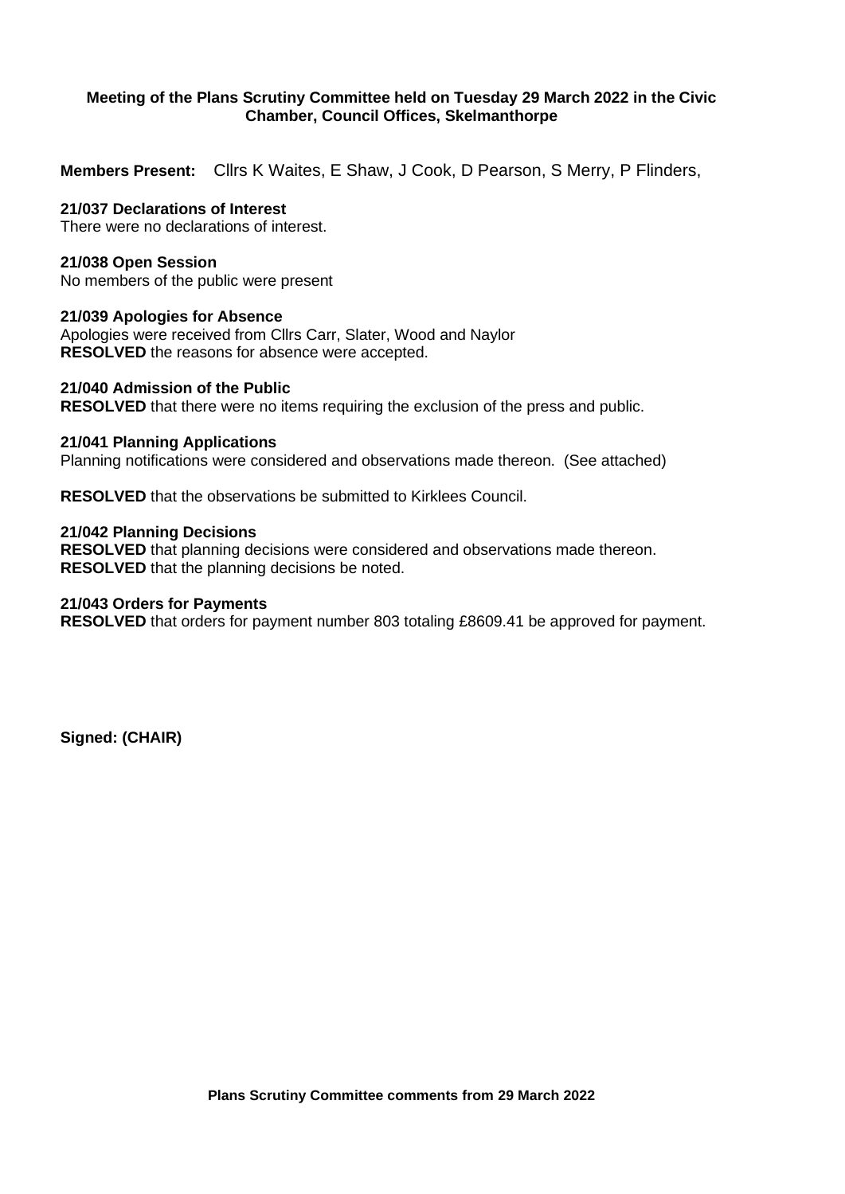**Meeting of the Plans Scrutiny Committee held on Tuesday 29 March 2022 in the Civic Chamber, Council Offices, Skelmanthorpe**

**Members Present:** Cllrs K Waites, E Shaw, J Cook, D Pearson, S Merry, P Flinders,

**21/037 Declarations of Interest**
There were no declarations of interest.

**21/038 Open Session**
No members of the public were present

**21/039 Apologies for Absence**
Apologies were received from Cllrs Carr, Slater, Wood and Naylor
**RESOLVED** the reasons for absence were accepted.

**21/040 Admission of the Public**
**RESOLVED** that there were no items requiring the exclusion of the press and public.

**21/041 Planning Applications**
Planning notifications were considered and observations made thereon. (See attached)

**RESOLVED** that the observations be submitted to Kirklees Council.

**21/042 Planning Decisions**
**RESOLVED** that planning decisions were considered and observations made thereon.
**RESOLVED** that the planning decisions be noted.

**21/043 Orders for Payments**
**RESOLVED** that orders for payment number 803 totaling £8609.41 be approved for payment.

**Signed: (CHAIR)**

**Plans Scrutiny Committee comments from 29 March 2022**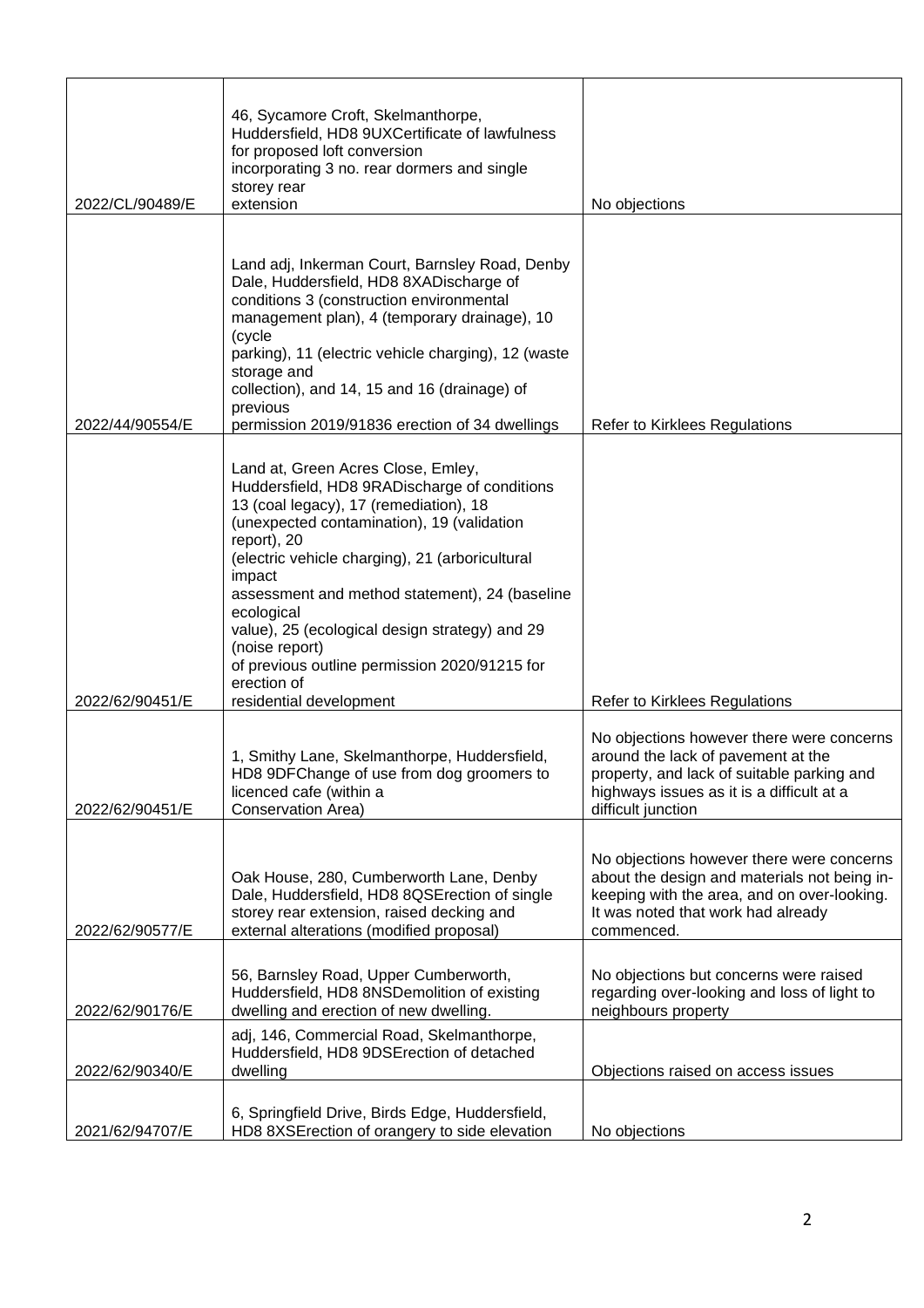| | | |
|---|---|---|
| 2022/CL/90489/E | 46, Sycamore Croft, Skelmanthorpe, Huddersfield, HD8 9UXCertificate of lawfulness for proposed loft conversion incorporating 3 no. rear dormers and single storey rear extension | No objections |
| 2022/44/90554/E | Land adj, Inkerman Court, Barnsley Road, Denby Dale, Huddersfield, HD8 8XADischarge of conditions 3 (construction environmental management plan), 4 (temporary drainage), 10 (cycle parking), 11 (electric vehicle charging), 12 (waste storage and collection), and 14, 15 and 16 (drainage) of previous permission 2019/91836 erection of 34 dwellings | Refer to Kirklees Regulations |
| 2022/62/90451/E | Land at, Green Acres Close, Emley, Huddersfield, HD8 9RADischarge of conditions 13 (coal legacy), 17 (remediation), 18 (unexpected contamination), 19 (validation report), 20 (electric vehicle charging), 21 (arboricultural impact assessment and method statement), 24 (baseline ecological value), 25 (ecological design strategy) and 29 (noise report) of previous outline permission 2020/91215 for erection of residential development | Refer to Kirklees Regulations |
| 2022/62/90451/E | 1, Smithy Lane, Skelmanthorpe, Huddersfield, HD8 9DFChange of use from dog groomers to licenced cafe (within a Conservation Area) | No objections however there were concerns around the lack of pavement at the property, and lack of suitable parking and highways issues as it is a difficult at a difficult junction |
| 2022/62/90577/E | Oak House, 280, Cumberworth Lane, Denby Dale, Huddersfield, HD8 8QSErection of single storey rear extension, raised decking and external alterations (modified proposal) | No objections however there were concerns about the design and materials not being in-keeping with the area, and on over-looking. It was noted that work had already commenced. |
| 2022/62/90176/E | 56, Barnsley Road, Upper Cumberworth, Huddersfield, HD8 8NSDemolition of existing dwelling and erection of new dwelling. | No objections but concerns were raised regarding over-looking and loss of light to neighbours property |
| 2022/62/90340/E | adj, 146, Commercial Road, Skelmanthorpe, Huddersfield, HD8 9DSErection of detached dwelling | Objections raised on access issues |
| 2021/62/94707/E | 6, Springfield Drive, Birds Edge, Huddersfield, HD8 8XSErection of orangery to side elevation | No objections |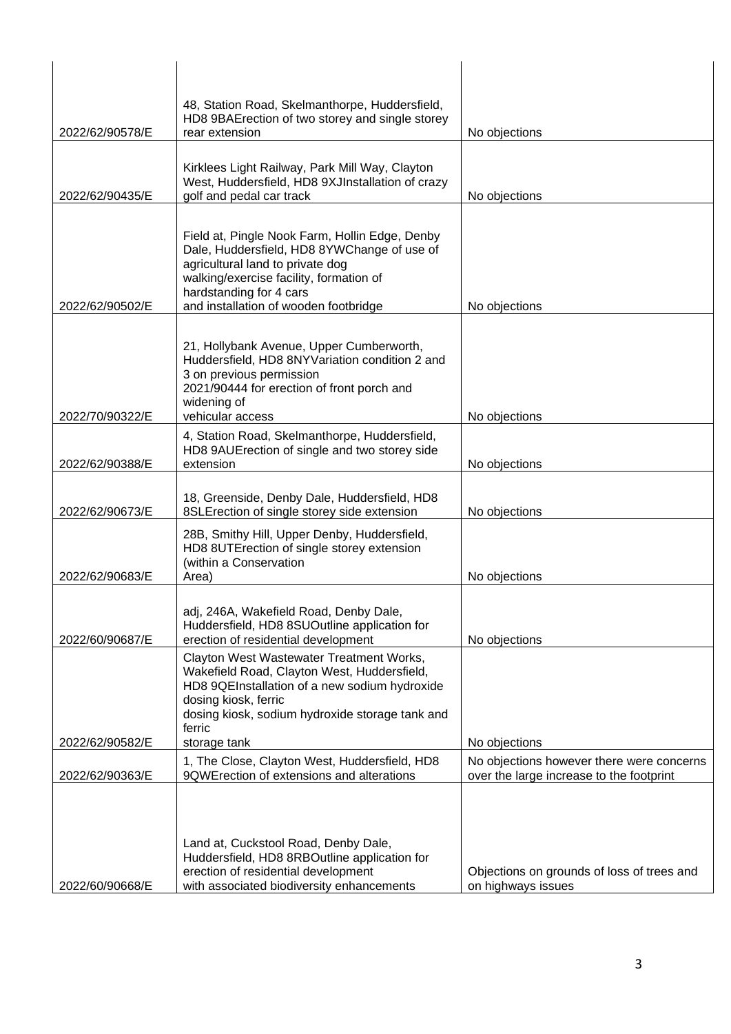| | | |
|---|---|---|
| 2022/62/90578/E | 48, Station Road, Skelmanthorpe, Huddersfield, HD8 9BAErection of two storey and single storey rear extension | No objections |
| 2022/62/90435/E | Kirklees Light Railway, Park Mill Way, Clayton West, Huddersfield, HD8 9XJInstallation of crazy golf and pedal car track | No objections |
| 2022/62/90502/E | Field at, Pingle Nook Farm, Hollin Edge, Denby Dale, Huddersfield, HD8 8YWChange of use of agricultural land to private dog walking/exercise facility, formation of hardstanding for 4 cars and installation of wooden footbridge | No objections |
| 2022/70/90322/E | 21, Hollybank Avenue, Upper Cumberworth, Huddersfield, HD8 8NYVariation condition 2 and 3 on previous permission 2021/90444 for erection of front porch and widening of vehicular access | No objections |
| 2022/62/90388/E | 4, Station Road, Skelmanthorpe, Huddersfield, HD8 9AUErection of single and two storey side extension | No objections |
| 2022/62/90673/E | 18, Greenside, Denby Dale, Huddersfield, HD8 8SLErection of single storey side extension | No objections |
| 2022/62/90683/E | 28B, Smithy Hill, Upper Denby, Huddersfield, HD8 8UTErection of single storey extension (within a Conservation Area) | No objections |
| 2022/60/90687/E | adj, 246A, Wakefield Road, Denby Dale, Huddersfield, HD8 8SUOutline application for erection of residential development | No objections |
| 2022/62/90582/E | Clayton West Wastewater Treatment Works, Wakefield Road, Clayton West, Huddersfield, HD8 9QEInstallation of a new sodium hydroxide dosing kiosk, ferric dosing kiosk, sodium hydroxide storage tank and ferric storage tank | No objections |
| 2022/62/90363/E | 1, The Close, Clayton West, Huddersfield, HD8 9QWErection of extensions and alterations | No objections however there were concerns over the large increase to the footprint |
| 2022/60/90668/E | Land at, Cuckstool Road, Denby Dale, Huddersfield, HD8 8RBOutline application for erection of residential development with associated biodiversity enhancements | Objections on grounds of loss of trees and on highways issues |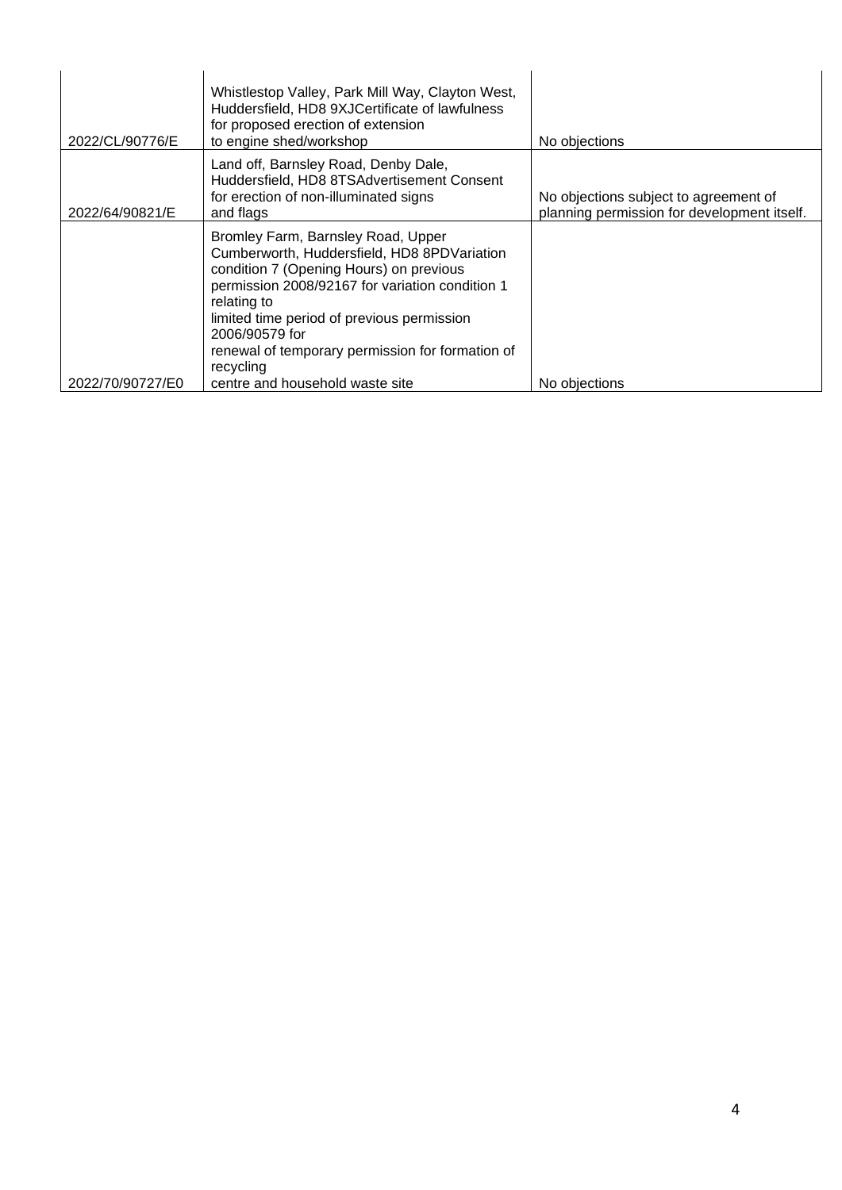| | | |
|---|---|---|
| 2022/CL/90776/E | Whistlestop Valley, Park Mill Way, Clayton West, Huddersfield, HD8 9XJCertificate of lawfulness for proposed erection of extension to engine shed/workshop | No objections |
| 2022/64/90821/E | Land off, Barnsley Road, Denby Dale, Huddersfield, HD8 8TSAdvertisement Consent for erection of non-illuminated signs and flags | No objections subject to agreement of planning permission for development itself. |
| 2022/70/90727/E0 | Bromley Farm, Barnsley Road, Upper Cumberworth, Huddersfield, HD8 8PDVariation condition 7 (Opening Hours) on previous permission 2008/92167 for variation condition 1 relating to limited time period of previous permission 2006/90579 for renewal of temporary permission for formation of recycling centre and household waste site | No objections |